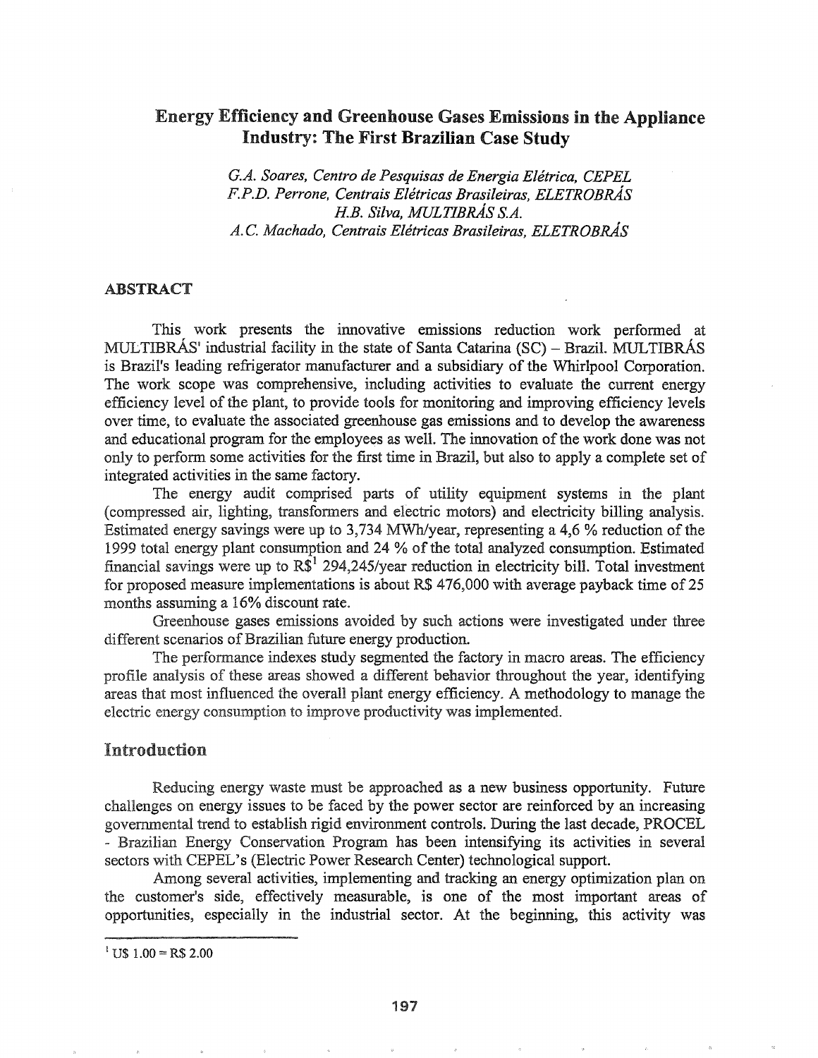# Energy Efficiency and Greenhouse Gases Emissions in the Appliance Industry: The First Brazilian Case Study

*G.A. Soares, Centro de Pesquisas de Energia Elétrica, CEPEL*
*F.P.D. Perrone, Centrais Elétricas Brasileiras, ELETROBRÁS*
*H.B. Silva, MULTIBRÁS S.A.*
*A.C. Machado, Centrais Elétricas Brasileiras, ELETROBRÁS*

## ABSTRACT

This work presents the innovative emissions reduction work performed at MULTIBRÁS' industrial facility in the state of Santa Catarina (SC) – Brazil. MULTIBRÁS is Brazil's leading refrigerator manufacturer and a subsidiary of the Whirlpool Corporation. The work scope was comprehensive, including activities to evaluate the current energy efficiency level of the plant, to provide tools for monitoring and improving efficiency levels over time, to evaluate the associated greenhouse gas emissions and to develop the awareness and educational program for the employees as well. The innovation of the work done was not only to perform some activities for the first time in Brazil, but also to apply a complete set of integrated activities in the same factory.

The energy audit comprised parts of utility equipment systems in the plant (compressed air, lighting, transformers and electric motors) and electricity billing analysis. Estimated energy savings were up to 3,734 MWh/year, representing a 4,6 % reduction of the 1999 total energy plant consumption and 24 % of the total analyzed consumption. Estimated financial savings were up to R$[1] 294,245/year reduction in electricity bill. Total investment for proposed measure implementations is about R$ 476,000 with average payback time of 25 months assuming a 16% discount rate.

Greenhouse gases emissions avoided by such actions were investigated under three different scenarios of Brazilian future energy production.

The performance indexes study segmented the factory in macro areas. The efficiency profile analysis of these areas showed a different behavior throughout the year, identifying areas that most influenced the overall plant energy efficiency. A methodology to manage the electric energy consumption to improve productivity was implemented.

## Introduction

Reducing energy waste must be approached as a new business opportunity. Future challenges on energy issues to be faced by the power sector are reinforced by an increasing governmental trend to establish rigid environment controls. During the last decade, PROCEL - Brazilian Energy Conservation Program has been intensifying its activities in several sectors with CEPEL's (Electric Power Research Center) technological support.

Among several activities, implementing and tracking an energy optimization plan on the customer's side, effectively measurable, is one of the most important areas of opportunities, especially in the industrial sector. At the beginning, this activity was

[1] US 1.00 = R$ 2.00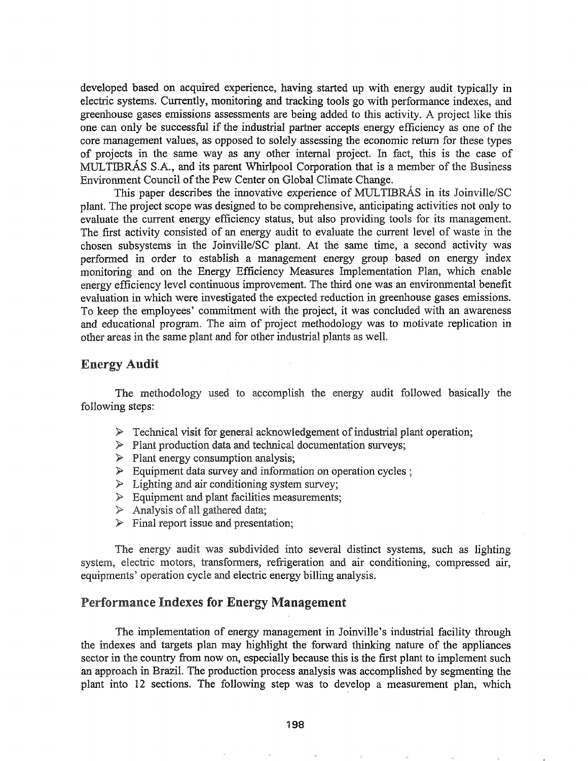developed based on acquired experience, having started up with energy audit typically in electric systems. Currently, monitoring and tracking tools go with performance indexes, and greenhouse gases emissions assessments are being added to this activity. A project like this one can only be successful if the industrial partner accepts energy efficiency as one of the core management values, as opposed to solely assessing the economic return for these types of projects in the same way as any other internal project. In fact, this is the case of MULTIBRÁS S.A., and its parent Whirlpool Corporation that is a member of the Business Environment Council of the Pew Center on Global Climate Change.

This paper describes the innovative experience of MULTIBRÁS in its Joinville/SC plant. The project scope was designed to be comprehensive, anticipating activities not only to evaluate the current energy efficiency status, but also providing tools for its management. The first activity consisted of an energy audit to evaluate the current level of waste in the chosen subsystems in the Joinville/SC plant. At the same time, a second activity was performed in order to establish a management energy group based on energy index monitoring and on the Energy Efficiency Measures Implementation Plan, which enable energy efficiency level continuous improvement. The third one was an environmental benefit evaluation in which were investigated the expected reduction in greenhouse gases emissions. To keep the employees' commitment with the project, it was concluded with an awareness and educational program. The aim of project methodology was to motivate replication in other areas in the same plant and for other industrial plants as well.

## Energy Audit

The methodology used to accomplish the energy audit followed basically the following steps:

- Technical visit for general acknowledgement of industrial plant operation;
- Plant production data and technical documentation surveys;
- Plant energy consumption analysis;
- Equipment data survey and information on operation cycles ;
- Lighting and air conditioning system survey;
- Equipment and plant facilities measurements;
- Analysis of all gathered data;
- Final report issue and presentation;

The energy audit was subdivided into several distinct systems, such as lighting system, electric motors, transformers, refrigeration and air conditioning, compressed air, equipments' operation cycle and electric energy billing analysis.

## Performance Indexes for Energy Management

The implementation of energy management in Joinville's industrial facility through the indexes and targets plan may highlight the forward thinking nature of the appliances sector in the country from now on, especially because this is the first plant to implement such an approach in Brazil. The production process analysis was accomplished by segmenting the plant into 12 sections. The following step was to develop a measurement plan, which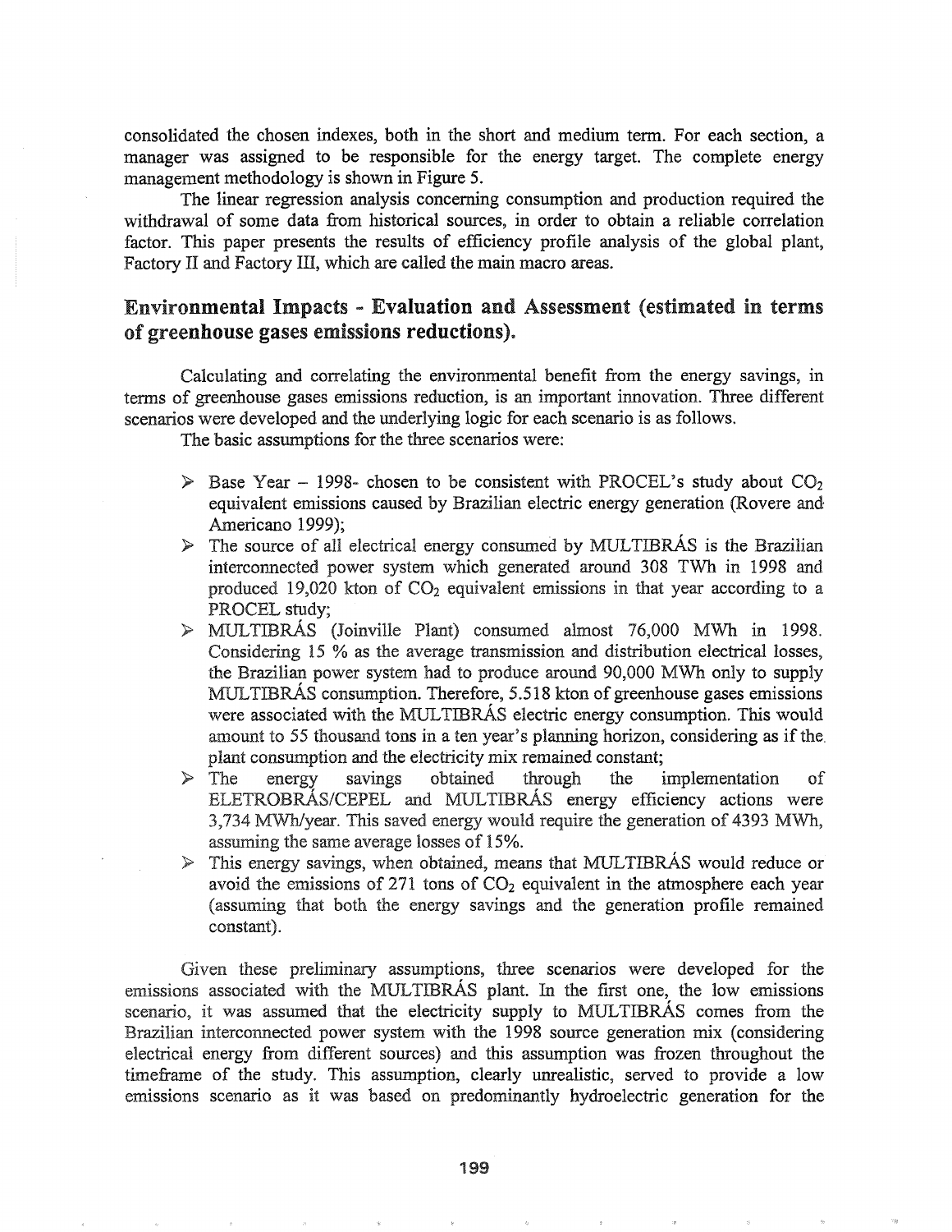consolidated the chosen indexes, both in the short and medium term. For each section, a manager was assigned to be responsible for the energy target. The complete energy management methodology is shown in Figure 5.

The linear regression analysis concerning consumption and production required the withdrawal of some data from historical sources, in order to obtain a reliable correlation factor. This paper presents the results of efficiency profile analysis of the global plant, Factory II and Factory III, which are called the main macro areas.

## Environmental Impacts - Evaluation and Assessment (estimated in terms of greenhouse gases emissions reductions).

Calculating and correlating the environmental benefit from the energy savings, in terms of greenhouse gases emissions reduction, is an important innovation. Three different scenarios were developed and the underlying logic for each scenario is as follows.

The basic assumptions for the three scenarios were:

- Base Year – 1998- chosen to be consistent with PROCEL's study about $CO_2$ equivalent emissions caused by Brazilian electric energy generation (Rovere and Americano 1999);
- The source of all electrical energy consumed by MULTIBRÁS is the Brazilian interconnected power system which generated around 308 TWh in 1998 and produced 19,020 kton of $CO_2$ equivalent emissions in that year according to a PROCEL study;
- MULTIBRÁS (Joinville Plant) consumed almost 76,000 MWh in 1998. Considering 15 % as the average transmission and distribution electrical losses, the Brazilian power system had to produce around 90,000 MWh only to supply MULTIBRÁS consumption. Therefore, 5.518 kton of greenhouse gases emissions were associated with the MULTIBRÁS electric energy consumption. This would amount to 55 thousand tons in a ten year's planning horizon, considering as if the plant consumption and the electricity mix remained constant;
- The energy savings obtained through the implementation of ELETROBRÁS/CEPEL and MULTIBRÁS energy efficiency actions were 3,734 MWh/year. This saved energy would require the generation of 4393 MWh, assuming the same average losses of 15%.
- This energy savings, when obtained, means that MULTIBRÁS would reduce or avoid the emissions of 271 tons of $CO_2$ equivalent in the atmosphere each year (assuming that both the energy savings and the generation profile remained constant).

Given these preliminary assumptions, three scenarios were developed for the emissions associated with the MULTIBRÁS plant. In the first one, the low emissions scenario, it was assumed that the electricity supply to MULTIBRÁS comes from the Brazilian interconnected power system with the 1998 source generation mix (considering electrical energy from different sources) and this assumption was frozen throughout the timeframe of the study. This assumption, clearly unrealistic, served to provide a low emissions scenario as it was based on predominantly hydroelectric generation for the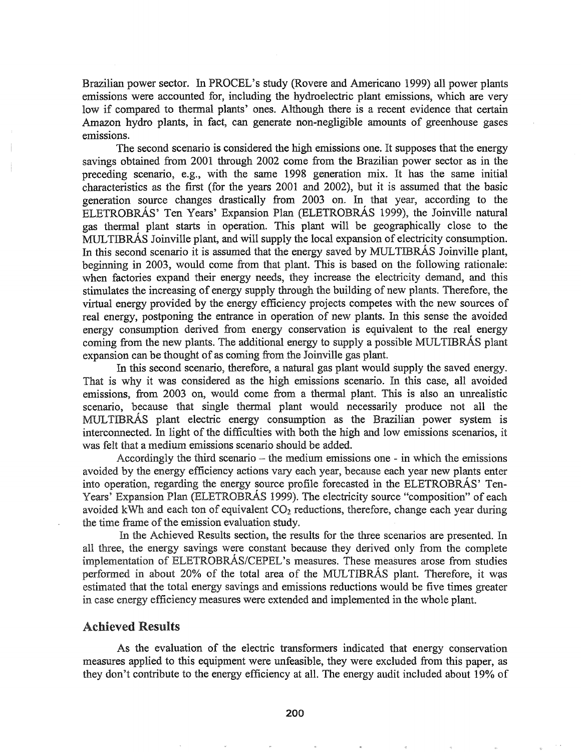Brazilian power sector. In PROCEL's study (Rovere and Americano 1999) all power plants emissions were accounted for, including the hydroelectric plant emissions, which are very low if compared to thermal plants' ones. Although there is a recent evidence that certain Amazon hydro plants, in fact, can generate non-negligible amounts of greenhouse gases emissions.

The second scenario is considered the high emissions one. It supposes that the energy savings obtained from 2001 through 2002 come from the Brazilian power sector as in the preceding scenario, e.g., with the same 1998 generation mix. It has the same initial characteristics as the first (for the years 2001 and 2002), but it is assumed that the basic generation source changes drastically from 2003 on. In that year, according to the ELETROBRÁS' Ten Years' Expansion Plan (ELETROBRÁS 1999), the Joinville natural gas thermal plant starts in operation. This plant will be geographically close to the MULTIBRÁS Joinville plant, and will supply the local expansion of electricity consumption. In this second scenario it is assumed that the energy saved by MULTIBRÁS Joinville plant, beginning in 2003, would come from that plant. This is based on the following rationale: when factories expand their energy needs, they increase the electricity demand, and this stimulates the increasing of energy supply through the building of new plants. Therefore, the virtual energy provided by the energy efficiency projects competes with the new sources of real energy, postponing the entrance in operation of new plants. In this sense the avoided energy consumption derived from energy conservation is equivalent to the real energy coming from the new plants. The additional energy to supply a possible MULTIBRÁS plant expansion can be thought of as coming from the Joinville gas plant.

In this second scenario, therefore, a natural gas plant would supply the saved energy. That is why it was considered as the high emissions scenario. In this case, all avoided emissions, from 2003 on, would come from a thermal plant. This is also an unrealistic scenario, because that single thermal plant would necessarily produce not all the MULTIBRÁS plant electric energy consumption as the Brazilian power system is interconnected. In light of the difficulties with both the high and low emissions scenarios, it was felt that a medium emissions scenario should be added.

Accordingly the third scenario – the medium emissions one - in which the emissions avoided by the energy efficiency actions vary each year, because each year new plants enter into operation, regarding the energy source profile forecasted in the ELETROBRÁS' Ten-Years' Expansion Plan (ELETROBRÁS 1999). The electricity source "composition" of each avoided kWh and each ton of equivalent $CO_2$ reductions, therefore, change each year during the time frame of the emission evaluation study.

In the Achieved Results section, the results for the three scenarios are presented. In all three, the energy savings were constant because they derived only from the complete implementation of ELETROBRÁS/CEPEL's measures. These measures arose from studies performed in about 20% of the total area of the MULTIBRÁS plant. Therefore, it was estimated that the total energy savings and emissions reductions would be five times greater in case energy efficiency measures were extended and implemented in the whole plant.

## Achieved Results

As the evaluation of the electric transformers indicated that energy conservation measures applied to this equipment were unfeasible, they were excluded from this paper, as they don't contribute to the energy efficiency at all. The energy audit included about 19% of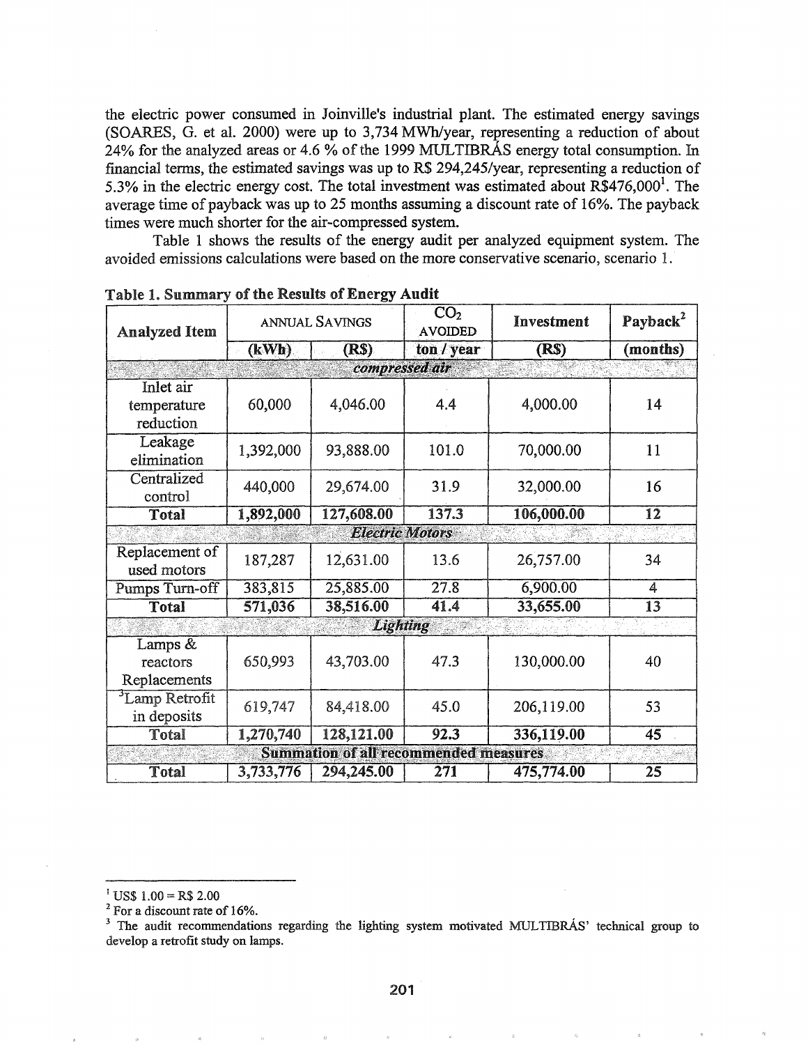the electric power consumed in Joinville's industrial plant. The estimated energy savings (SOARES, G. et al. 2000) were up to 3,734 MWh/year, representing a reduction of about 24% for the analyzed areas or 4.6 % of the 1999 MULTIBRÁS energy total consumption. In financial terms, the estimated savings was up to R$ 294,245/year, representing a reduction of 5.3% in the electric energy cost. The total investment was estimated about R$476,000[1]. The average time of payback was up to 25 months assuming a discount rate of 16%. The payback times were much shorter for the air-compressed system.

Table 1 shows the results of the energy audit per analyzed equipment system. The avoided emissions calculations were based on the more conservative scenario, scenario 1.

**Table 1. Summary of the Results of Energy Audit**

| Analyzed Item | ANNUAL SAVINGS | | $CO_2$ AVOIDED | Investment | Payback[2] |
|---|---|---|---|---|---|
| | (kWh) | (R$) | ton / year | (R$) | (months) |
| ***compressed air*** | | | | | |
| Inlet air temperature reduction | 60,000 | 4,046.00 | 4.4 | 4,000.00 | 14 |
| Leakage elimination | 1,392,000 | 93,888.00 | 101.0 | 70,000.00 | 11 |
| Centralized control | 440,000 | 29,674.00 | 31.9 | 32,000.00 | 16 |
| **Total** | **1,892,000** | **127,608.00** | **137.3** | **106,000.00** | **12** |
| ***Electric Motors*** | | | | | |
| Replacement of used motors | 187,287 | 12,631.00 | 13.6 | 26,757.00 | 34 |
| Pumps Turn-off | 383,815 | 25,885.00 | 27.8 | 6,900.00 | 4 |
| **Total** | **571,036** | **38,516.00** | **41.4** | **33,655.00** | **13** |
| ***Lighting*** | | | | | |
| Lamps & reactors Replacements | 650,993 | 43,703.00 | 47.3 | 130,000.00 | 40 |
| [3]Lamp Retrofit in deposits | 619,747 | 84,418.00 | 45.0 | 206,119.00 | 53 |
| **Total** | **1,270,740** | **128,121.00** | **92.3** | **336,119.00** | **45** |
| **Summation of all recommended measures** | | | | | |
| **Total** | **3,733,776** | **294,245.00** | **271** | **475,774.00** | **25** |

---

[1] US$ 1.00 = R$ 2.00

[2] For a discount rate of 16%.

[3] The audit recommendations regarding the lighting system motivated MULTIBRÁS' technical group to develop a retrofit study on lamps.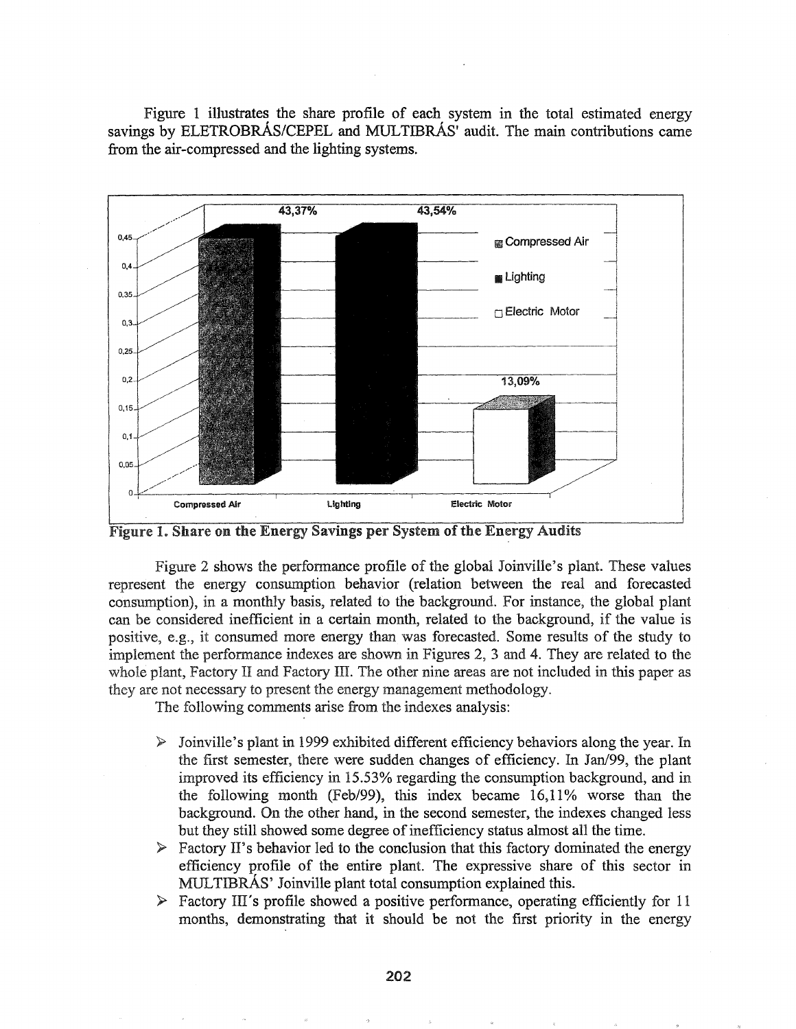Figure 1 illustrates the share profile of each system in the total estimated energy savings by ELETROBRÁS/CEPEL and MULTIBRÁS' audit. The main contributions came from the air-compressed and the lighting systems.

**Figure 1. Share on the Energy Savings per System of the Energy Audits**

Figure 2 shows the performance profile of the global Joinville's plant. These values represent the energy consumption behavior (relation between the real and forecasted consumption), in a monthly basis, related to the background. For instance, the global plant can be considered inefficient in a certain month, related to the background, if the value is positive, e.g., it consumed more energy than was forecasted. Some results of the study to implement the performance indexes are shown in Figures 2, 3 and 4. They are related to the whole plant, Factory II and Factory III. The other nine areas are not included in this paper as they are not necessary to present the energy management methodology.

The following comments arise from the indexes analysis:

- Joinville's plant in 1999 exhibited different efficiency behaviors along the year. In the first semester, there were sudden changes of efficiency. In Jan/99, the plant improved its efficiency in 15.53% regarding the consumption background, and in the following month (Feb/99), this index became 16,11% worse than the background. On the other hand, in the second semester, the indexes changed less but they still showed some degree of inefficiency status almost all the time.
- Factory II's behavior led to the conclusion that this factory dominated the energy efficiency profile of the entire plant. The expressive share of this sector in MULTIBRÁS' Joinville plant total consumption explained this.
- Factory III's profile showed a positive performance, operating efficiently for 11 months, demonstrating that it should be not the first priority in the energy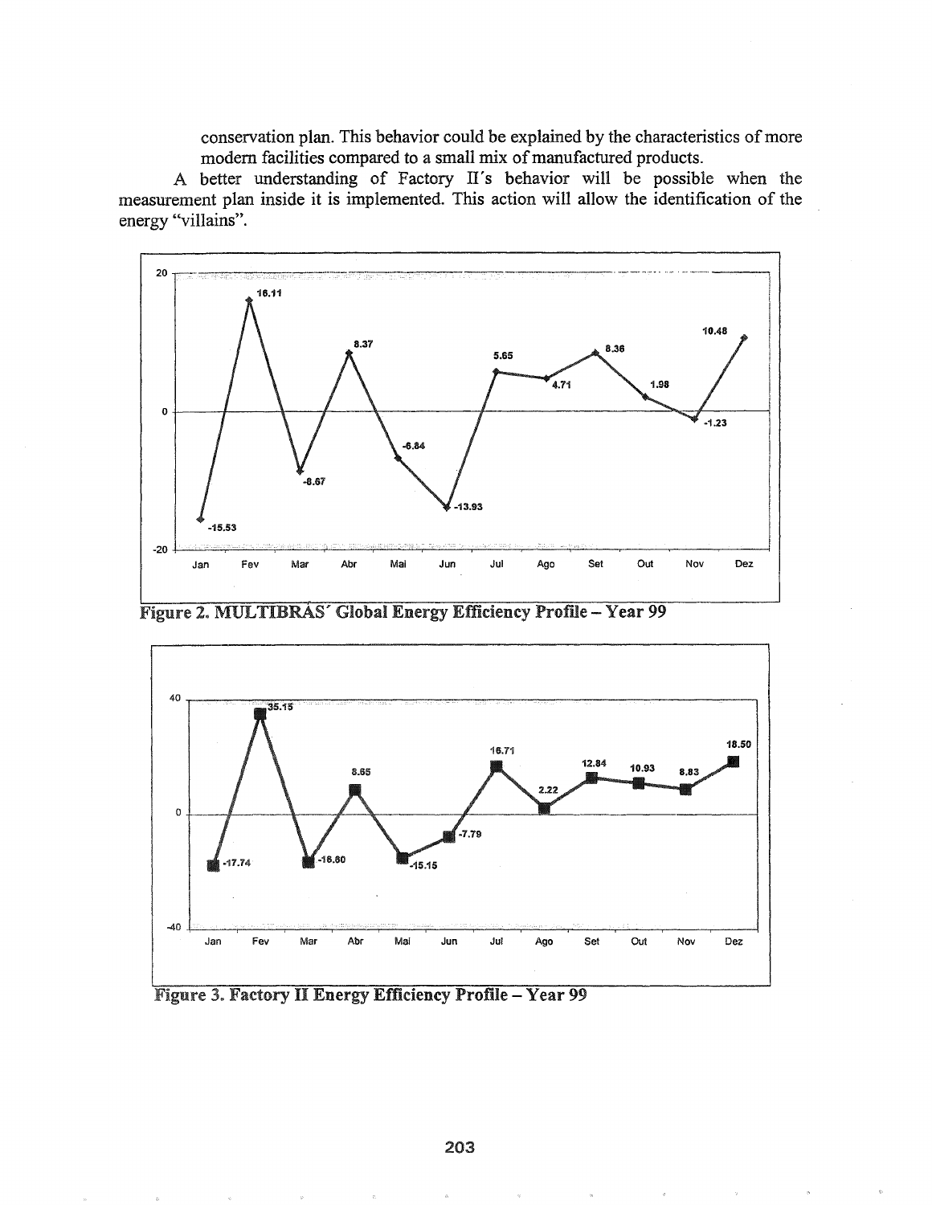conservation plan. This behavior could be explained by the characteristics of more modern facilities compared to a small mix of manufactured products.

A better understanding of Factory II's behavior will be possible when the measurement plan inside it is implemented. This action will allow the identification of the energy "villains".

**Figure 2. MULTIBRÁS' Global Energy Efficiency Profile – Year 99**

**Figure 3. Factory II Energy Efficiency Profile – Year 99**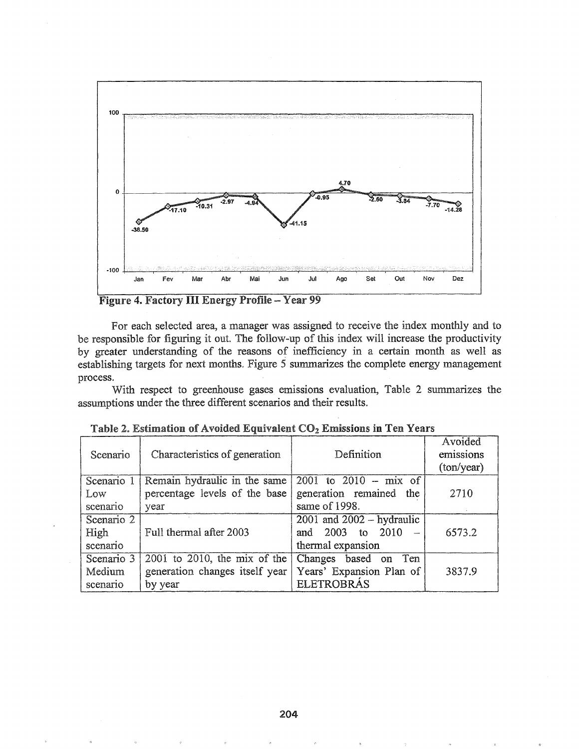Figure 4. Factory III Energy Profile – Year 99

For each selected area, a manager was assigned to receive the index monthly and to be responsible for figuring it out. The follow-up of this index will increase the productivity by greater understanding of the reasons of inefficiency in a certain month as well as establishing targets for next months. Figure 5 summarizes the complete energy management process.

With respect to greenhouse gases emissions evaluation, Table 2 summarizes the assumptions under the three different scenarios and their results.

**Table 2. Estimation of Avoided Equivalent $CO_2$ Emissions in Ten Years**

| Scenario | Characteristics of generation | Definition | Avoided emissions (ton/year) |
|---|---|---|---|
| Scenario 1 Low scenario | Remain hydraulic in the same percentage levels of the base year | 2001 to 2010 – mix of generation remained the same of 1998. | 2710 |
| Scenario 2 High scenario | Full thermal after 2003 | 2001 and 2002 – hydraulic and 2003 to 2010 – thermal expansion | 6573.2 |
| Scenario 3 Medium scenario | 2001 to 2010, the mix of the generation changes itself year by year | Changes based on Ten Years' Expansion Plan of ELETROBRÁS | 3837.9 |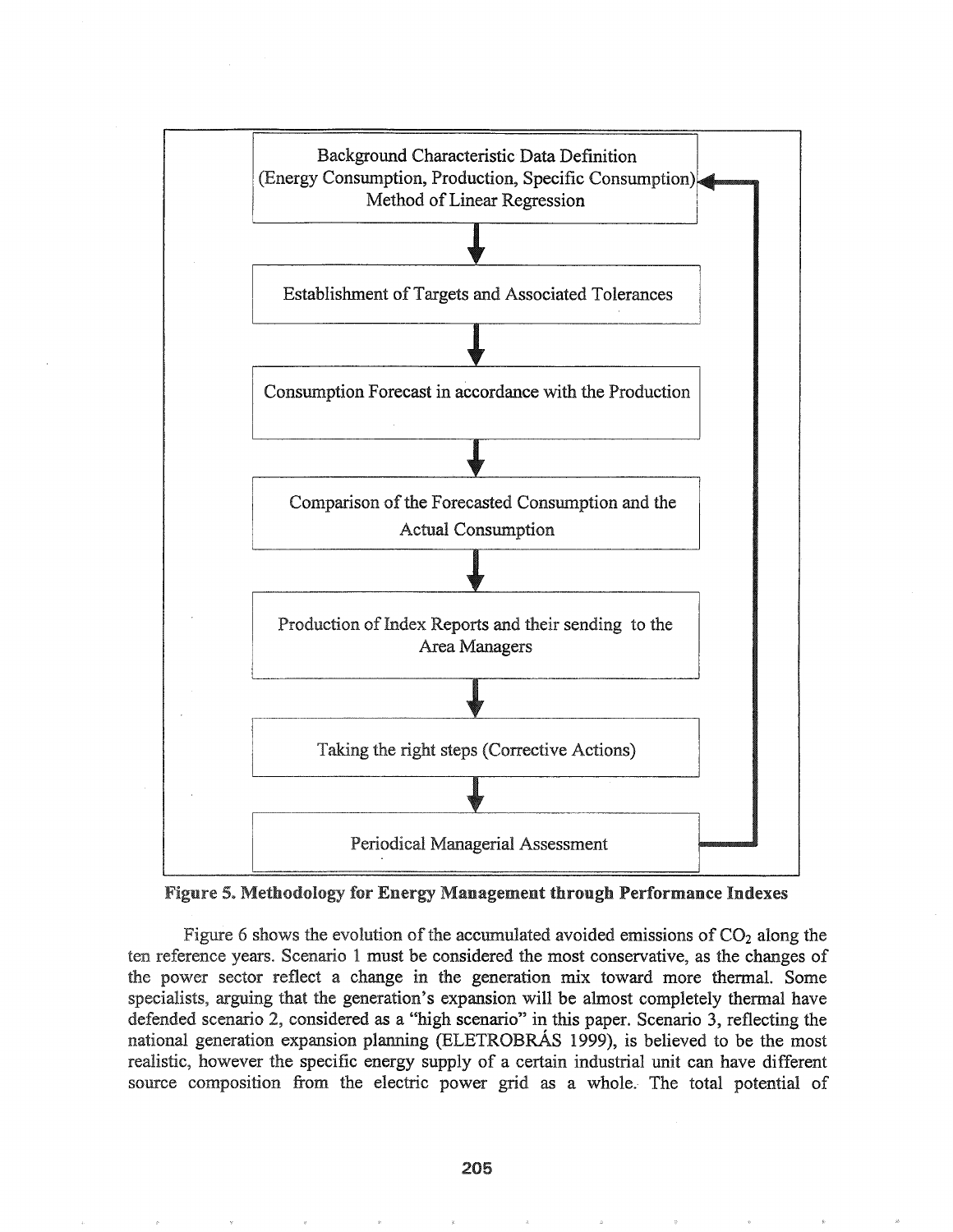Background Characteristic Data Definition
(Energy Consumption, Production, Specific Consumption)
Method of Linear Regression

↓

Establishment of Targets and Associated Tolerances

↓

Consumption Forecast in accordance with the Production

↓

Comparison of the Forecasted Consumption and the Actual Consumption

↓

Production of Index Reports and their sending to the Area Managers

↓

Taking the right steps (Corrective Actions)

↓

Periodical Managerial Assessment

**Figure 5. Methodology for Energy Management through Performance Indexes**

Figure 6 shows the evolution of the accumulated avoided emissions of $CO_2$ along the ten reference years. Scenario 1 must be considered the most conservative, as the changes of the power sector reflect a change in the generation mix toward more thermal. Some specialists, arguing that the generation's expansion will be almost completely thermal have defended scenario 2, considered as a "high scenario" in this paper. Scenario 3, reflecting the national generation expansion planning (ELETROBRÁS 1999), is believed to be the most realistic, however the specific energy supply of a certain industrial unit can have different source composition from the electric power grid as a whole. The total potential of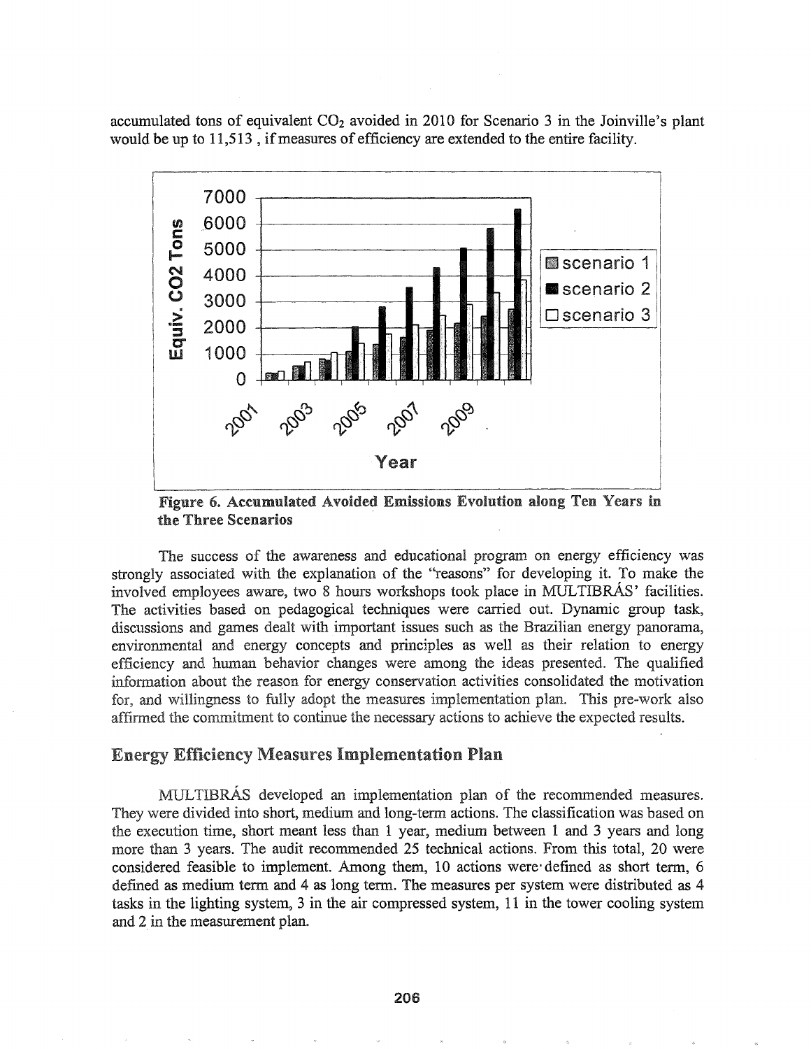accumulated tons of equivalent $CO_2$ avoided in 2010 for Scenario 3 in the Joinville's plant would be up to 11,513 , if measures of efficiency are extended to the entire facility.

**Figure 6. Accumulated Avoided Emissions Evolution along Ten Years in the Three Scenarios**

The success of the awareness and educational program on energy efficiency was strongly associated with the explanation of the "reasons" for developing it. To make the involved employees aware, two 8 hours workshops took place in MULTIBRÁS' facilities. The activities based on pedagogical techniques were carried out. Dynamic group task, discussions and games dealt with important issues such as the Brazilian energy panorama, environmental and energy concepts and principles as well as their relation to energy efficiency and human behavior changes were among the ideas presented. The qualified information about the reason for energy conservation activities consolidated the motivation for, and willingness to fully adopt the measures implementation plan. This pre-work also affirmed the commitment to continue the necessary actions to achieve the expected results.

## Energy Efficiency Measures Implementation Plan

MULTIBRÁS developed an implementation plan of the recommended measures. They were divided into short, medium and long-term actions. The classification was based on the execution time, short meant less than 1 year, medium between 1 and 3 years and long more than 3 years. The audit recommended 25 technical actions. From this total, 20 were considered feasible to implement. Among them, 10 actions were defined as short term, 6 defined as medium term and 4 as long term. The measures per system were distributed as 4 tasks in the lighting system, 3 in the air compressed system, 11 in the tower cooling system and 2 in the measurement plan.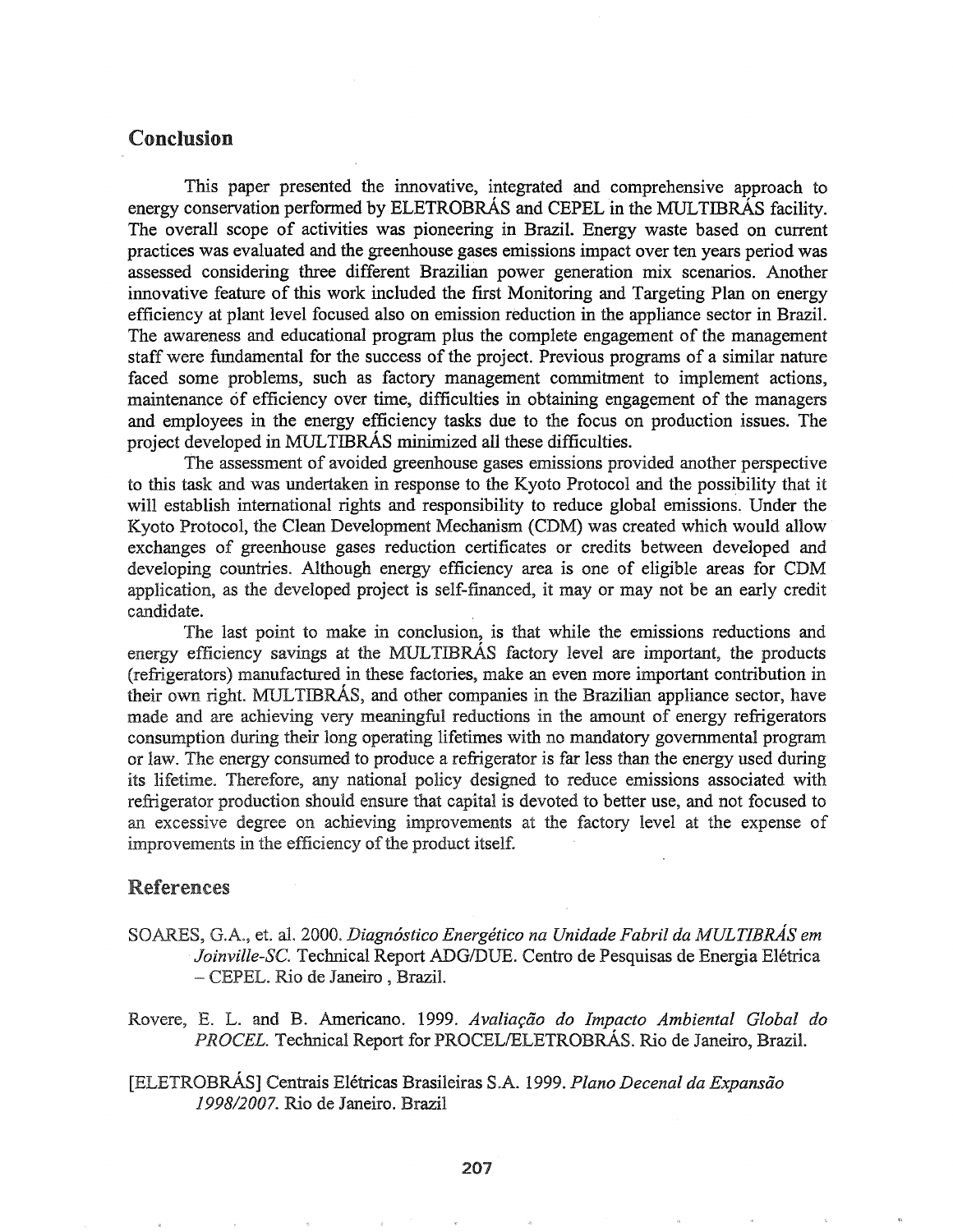## Conclusion

This paper presented the innovative, integrated and comprehensive approach to energy conservation performed by ELETROBRÁS and CEPEL in the MULTIBRÁS facility. The overall scope of activities was pioneering in Brazil. Energy waste based on current practices was evaluated and the greenhouse gases emissions impact over ten years period was assessed considering three different Brazilian power generation mix scenarios. Another innovative feature of this work included the first Monitoring and Targeting Plan on energy efficiency at plant level focused also on emission reduction in the appliance sector in Brazil. The awareness and educational program plus the complete engagement of the management staff were fundamental for the success of the project. Previous programs of a similar nature faced some problems, such as factory management commitment to implement actions, maintenance of efficiency over time, difficulties in obtaining engagement of the managers and employees in the energy efficiency tasks due to the focus on production issues. The project developed in MULTIBRÁS minimized all these difficulties.

The assessment of avoided greenhouse gases emissions provided another perspective to this task and was undertaken in response to the Kyoto Protocol and the possibility that it will establish international rights and responsibility to reduce global emissions. Under the Kyoto Protocol, the Clean Development Mechanism (CDM) was created which would allow exchanges of greenhouse gases reduction certificates or credits between developed and developing countries. Although energy efficiency area is one of eligible areas for CDM application, as the developed project is self-financed, it may or may not be an early credit candidate.

The last point to make in conclusion, is that while the emissions reductions and energy efficiency savings at the MULTIBRÁS factory level are important, the products (refrigerators) manufactured in these factories, make an even more important contribution in their own right. MULTIBRÁS, and other companies in the Brazilian appliance sector, have made and are achieving very meaningful reductions in the amount of energy refrigerators consumption during their long operating lifetimes with no mandatory governmental program or law. The energy consumed to produce a refrigerator is far less than the energy used during its lifetime. Therefore, any national policy designed to reduce emissions associated with refrigerator production should ensure that capital is devoted to better use, and not focused to an excessive degree on achieving improvements at the factory level at the expense of improvements in the efficiency of the product itself.

## References

SOARES, G.A., et. al. 2000. *Diagnóstico Energético na Unidade Fabril da MULTIBRÁS em Joinville-SC.* Technical Report ADG/DUE. Centro de Pesquisas de Energia Elétrica – CEPEL. Rio de Janeiro , Brazil.

Rovere, E. L. and B. Americano. 1999. *Avaliação do Impacto Ambiental Global do PROCEL.* Technical Report for PROCEL/ELETROBRÁS. Rio de Janeiro, Brazil.

[ELETROBRÁS] Centrais Elétricas Brasileiras S.A. 1999. *Plano Decenal da Expansão 1998/2007.* Rio de Janeiro. Brazil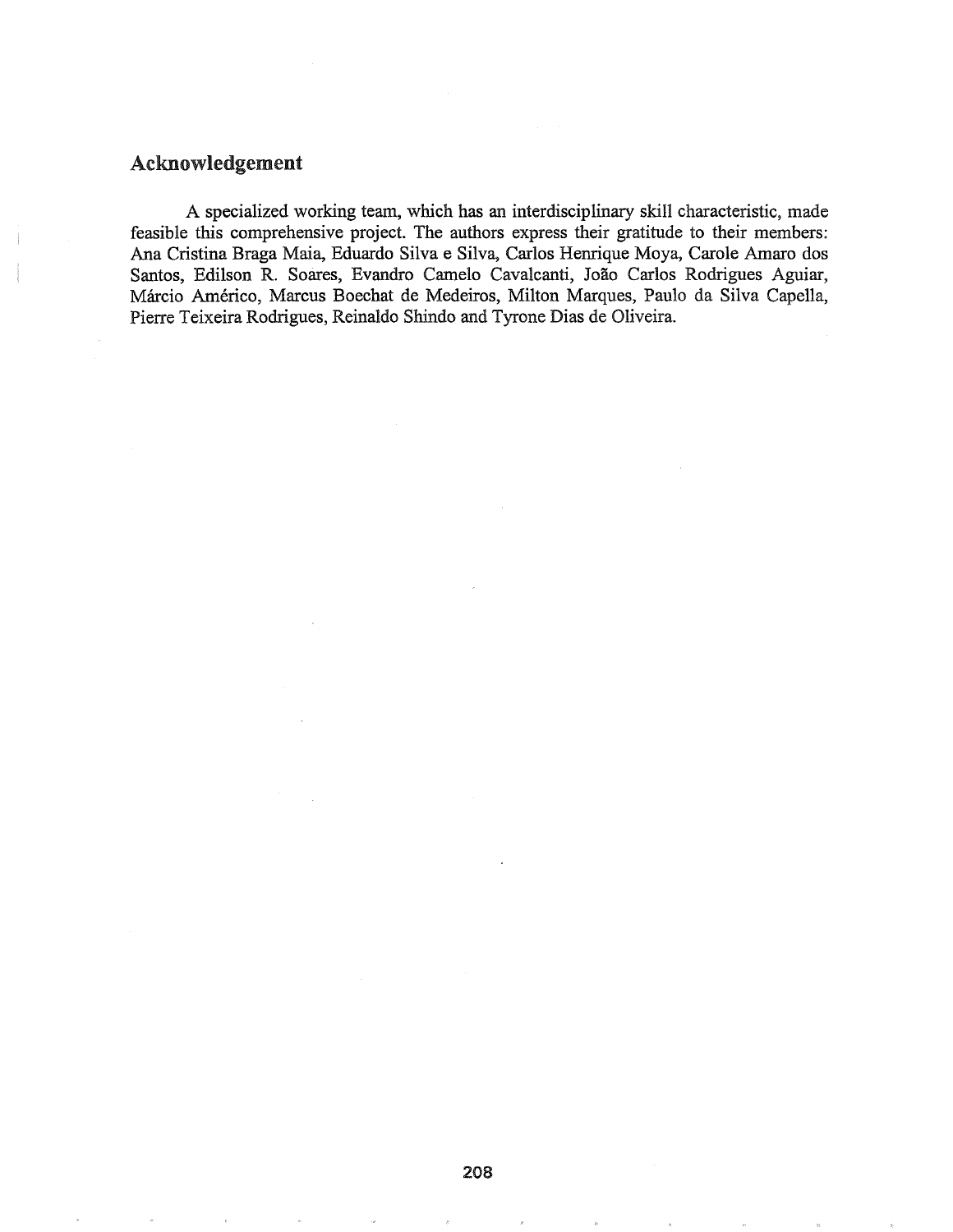## Acknowledgement

A specialized working team, which has an interdisciplinary skill characteristic, made feasible this comprehensive project. The authors express their gratitude to their members: Ana Cristina Braga Maia, Eduardo Silva e Silva, Carlos Henrique Moya, Carole Amaro dos Santos, Edilson R. Soares, Evandro Camelo Cavalcanti, João Carlos Rodrigues Aguiar, Márcio Américo, Marcus Boechat de Medeiros, Milton Marques, Paulo da Silva Capella, Pierre Teixeira Rodrigues, Reinaldo Shindo and Tyrone Dias de Oliveira.